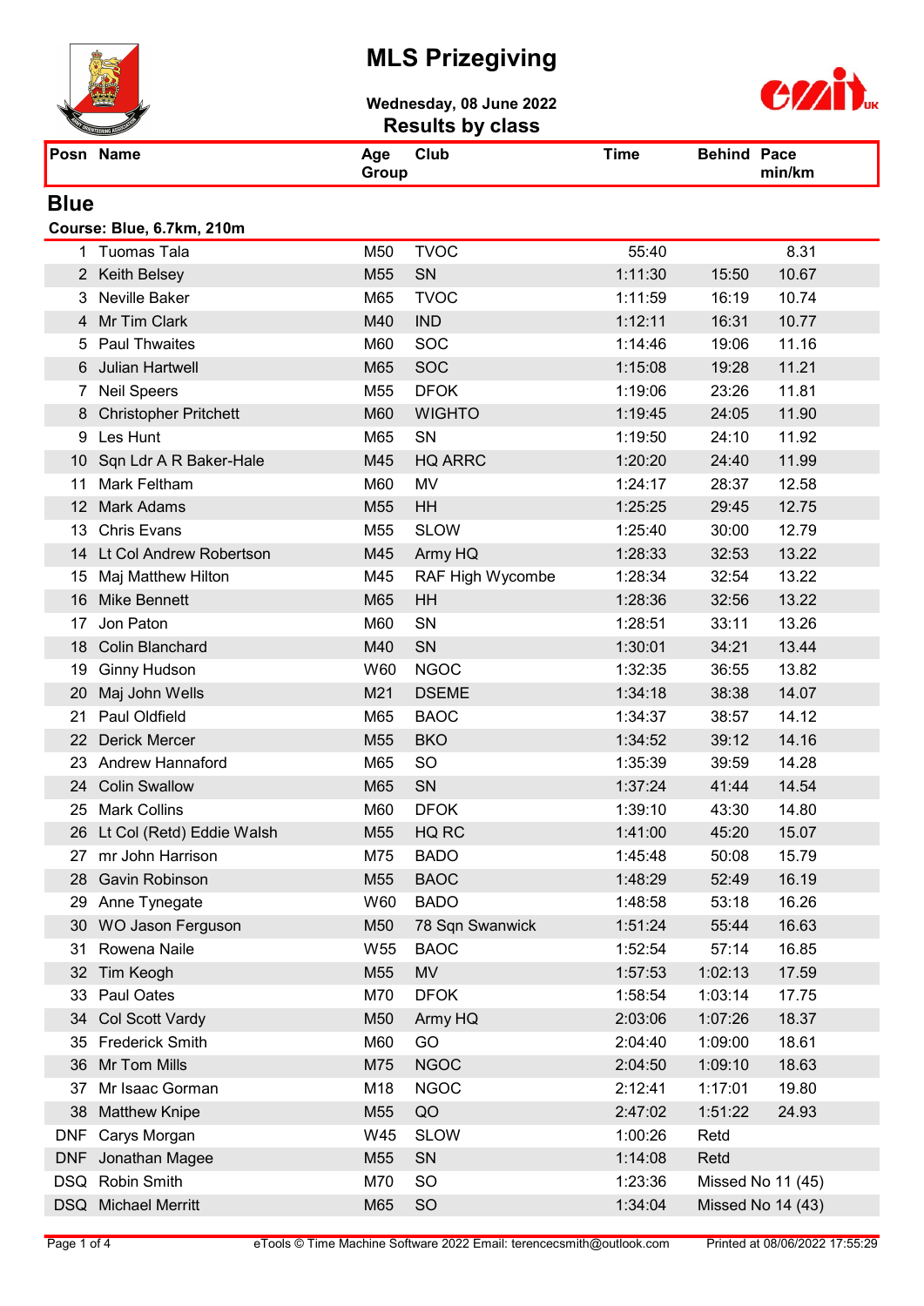# MLS Prizegiving

**Wednesday, 08 June 2022**

**Results by class**

## Blue

**Course: Blue, 6.7km, 210m**

| Posn | Name | Age Group | Club | Time | Behind | Pace min/km |
|---|---|---|---|---|---|---|
| 1 | Tuomas Tala | M50 | TVOC | 55:40 | | 8.31 |
| 2 | Keith Belsey | M55 | SN | 1:11:30 | 15:50 | 10.67 |
| 3 | Neville Baker | M65 | TVOC | 1:11:59 | 16:19 | 10.74 |
| 4 | Mr Tim Clark | M40 | IND | 1:12:11 | 16:31 | 10.77 |
| 5 | Paul Thwaites | M60 | SOC | 1:14:46 | 19:06 | 11.16 |
| 6 | Julian Hartwell | M65 | SOC | 1:15:08 | 19:28 | 11.21 |
| 7 | Neil Speers | M55 | DFOK | 1:19:06 | 23:26 | 11.81 |
| 8 | Christopher Pritchett | M60 | WIGHTO | 1:19:45 | 24:05 | 11.90 |
| 9 | Les Hunt | M65 | SN | 1:19:50 | 24:10 | 11.92 |
| 10 | Sqn Ldr A R Baker-Hale | M45 | HQ ARRC | 1:20:20 | 24:40 | 11.99 |
| 11 | Mark Feltham | M60 | MV | 1:24:17 | 28:37 | 12.58 |
| 12 | Mark Adams | M55 | HH | 1:25:25 | 29:45 | 12.75 |
| 13 | Chris Evans | M55 | SLOW | 1:25:40 | 30:00 | 12.79 |
| 14 | Lt Col Andrew Robertson | M45 | Army HQ | 1:28:33 | 32:53 | 13.22 |
| 15 | Maj Matthew Hilton | M45 | RAF High Wycombe | 1:28:34 | 32:54 | 13.22 |
| 16 | Mike Bennett | M65 | HH | 1:28:36 | 32:56 | 13.22 |
| 17 | Jon Paton | M60 | SN | 1:28:51 | 33:11 | 13.26 |
| 18 | Colin Blanchard | M40 | SN | 1:30:01 | 34:21 | 13.44 |
| 19 | Ginny Hudson | W60 | NGOC | 1:32:35 | 36:55 | 13.82 |
| 20 | Maj John Wells | M21 | DSEME | 1:34:18 | 38:38 | 14.07 |
| 21 | Paul Oldfield | M65 | BAOC | 1:34:37 | 38:57 | 14.12 |
| 22 | Derick Mercer | M55 | BKO | 1:34:52 | 39:12 | 14.16 |
| 23 | Andrew Hannaford | M65 | SO | 1:35:39 | 39:59 | 14.28 |
| 24 | Colin Swallow | M65 | SN | 1:37:24 | 41:44 | 14.54 |
| 25 | Mark Collins | M60 | DFOK | 1:39:10 | 43:30 | 14.80 |
| 26 | Lt Col (Retd) Eddie Walsh | M55 | HQ RC | 1:41:00 | 45:20 | 15.07 |
| 27 | mr John Harrison | M75 | BADO | 1:45:48 | 50:08 | 15.79 |
| 28 | Gavin Robinson | M55 | BAOC | 1:48:29 | 52:49 | 16.19 |
| 29 | Anne Tynegate | W60 | BADO | 1:48:58 | 53:18 | 16.26 |
| 30 | WO Jason Ferguson | M50 | 78 Sqn Swanwick | 1:51:24 | 55:44 | 16.63 |
| 31 | Rowena Naile | W55 | BAOC | 1:52:54 | 57:14 | 16.85 |
| 32 | Tim Keogh | M55 | MV | 1:57:53 | 1:02:13 | 17.59 |
| 33 | Paul Oates | M70 | DFOK | 1:58:54 | 1:03:14 | 17.75 |
| 34 | Col Scott Vardy | M50 | Army HQ | 2:03:06 | 1:07:26 | 18.37 |
| 35 | Frederick Smith | M60 | GO | 2:04:40 | 1:09:00 | 18.61 |
| 36 | Mr Tom Mills | M75 | NGOC | 2:04:50 | 1:09:10 | 18.63 |
| 37 | Mr Isaac Gorman | M18 | NGOC | 2:12:41 | 1:17:01 | 19.80 |
| 38 | Matthew Knipe | M55 | QO | 2:47:02 | 1:51:22 | 24.93 |
| DNF | Carys Morgan | W45 | SLOW | 1:00:26 | Retd | |
| DNF | Jonathan Magee | M55 | SN | 1:14:08 | Retd | |
| DSQ | Robin Smith | M70 | SO | 1:23:36 | Missed No 11 (45) | |
| DSQ | Michael Merritt | M65 | SO | 1:34:04 | Missed No 14 (43) | |

eTools © Time Machine Software 2022 Email: terencecsmith@outlook.com — Printed at 08/06/2022 17:55:29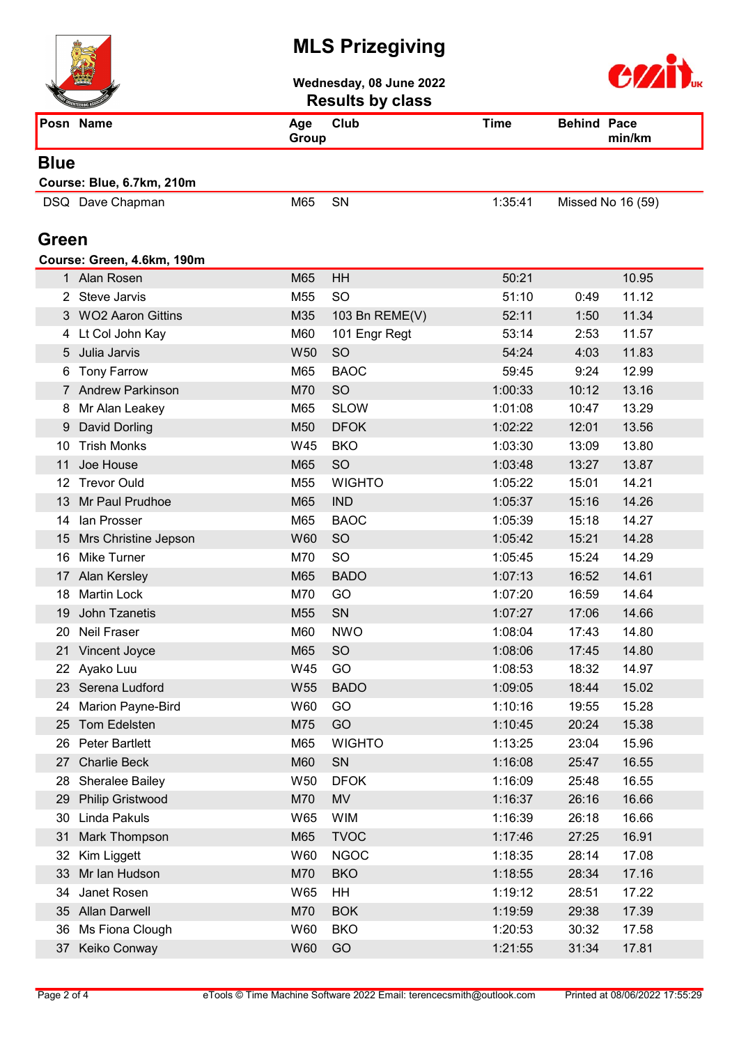# MLS Prizegiving

**Wednesday, 08 June 2022**

**Results by class**

## Blue

**Course: Blue, 6.7km, 210m**

| Posn | Name | Age Group | Club | Time | Behind | Pace min/km |
|---|---|---|---|---|---|---|
| DSQ | Dave Chapman | M65 | SN | 1:35:41 | Missed No 16 (59) | |

## Green

**Course: Green, 4.6km, 190m**

| Posn | Name | Age Group | Club | Time | Behind | Pace min/km |
|---|---|---|---|---|---|---|
| 1 | Alan Rosen | M65 | HH | 50:21 | | 10.95 |
| 2 | Steve Jarvis | M55 | SO | 51:10 | 0:49 | 11.12 |
| 3 | WO2 Aaron Gittins | M35 | 103 Bn REME(V) | 52:11 | 1:50 | 11.34 |
| 4 | Lt Col John Kay | M60 | 101 Engr Regt | 53:14 | 2:53 | 11.57 |
| 5 | Julia Jarvis | W50 | SO | 54:24 | 4:03 | 11.83 |
| 6 | Tony Farrow | M65 | BAOC | 59:45 | 9:24 | 12.99 |
| 7 | Andrew Parkinson | M70 | SO | 1:00:33 | 10:12 | 13.16 |
| 8 | Mr Alan Leakey | M65 | SLOW | 1:01:08 | 10:47 | 13.29 |
| 9 | David Dorling | M50 | DFOK | 1:02:22 | 12:01 | 13.56 |
| 10 | Trish Monks | W45 | BKO | 1:03:30 | 13:09 | 13.80 |
| 11 | Joe House | M65 | SO | 1:03:48 | 13:27 | 13.87 |
| 12 | Trevor Ould | M55 | WIGHTO | 1:05:22 | 15:01 | 14.21 |
| 13 | Mr Paul Prudhoe | M65 | IND | 1:05:37 | 15:16 | 14.26 |
| 14 | Ian Prosser | M65 | BAOC | 1:05:39 | 15:18 | 14.27 |
| 15 | Mrs Christine Jepson | W60 | SO | 1:05:42 | 15:21 | 14.28 |
| 16 | Mike Turner | M70 | SO | 1:05:45 | 15:24 | 14.29 |
| 17 | Alan Kersley | M65 | BADO | 1:07:13 | 16:52 | 14.61 |
| 18 | Martin Lock | M70 | GO | 1:07:20 | 16:59 | 14.64 |
| 19 | John Tzanetis | M55 | SN | 1:07:27 | 17:06 | 14.66 |
| 20 | Neil Fraser | M60 | NWO | 1:08:04 | 17:43 | 14.80 |
| 21 | Vincent Joyce | M65 | SO | 1:08:06 | 17:45 | 14.80 |
| 22 | Ayako Luu | W45 | GO | 1:08:53 | 18:32 | 14.97 |
| 23 | Serena Ludford | W55 | BADO | 1:09:05 | 18:44 | 15.02 |
| 24 | Marion Payne-Bird | W60 | GO | 1:10:16 | 19:55 | 15.28 |
| 25 | Tom Edelsten | M75 | GO | 1:10:45 | 20:24 | 15.38 |
| 26 | Peter Bartlett | M65 | WIGHTO | 1:13:25 | 23:04 | 15.96 |
| 27 | Charlie Beck | M60 | SN | 1:16:08 | 25:47 | 16.55 |
| 28 | Sheralee Bailey | W50 | DFOK | 1:16:09 | 25:48 | 16.55 |
| 29 | Philip Gristwood | M70 | MV | 1:16:37 | 26:16 | 16.66 |
| 30 | Linda Pakuls | W65 | WIM | 1:16:39 | 26:18 | 16.66 |
| 31 | Mark Thompson | M65 | TVOC | 1:17:46 | 27:25 | 16.91 |
| 32 | Kim Liggett | W60 | NGOC | 1:18:35 | 28:14 | 17.08 |
| 33 | Mr Ian Hudson | M70 | BKO | 1:18:55 | 28:34 | 17.16 |
| 34 | Janet Rosen | W65 | HH | 1:19:12 | 28:51 | 17.22 |
| 35 | Allan Darwell | M70 | BOK | 1:19:59 | 29:38 | 17.39 |
| 36 | Ms Fiona Clough | W60 | BKO | 1:20:53 | 30:32 | 17.58 |
| 37 | Keiko Conway | W60 | GO | 1:21:55 | 31:34 | 17.81 |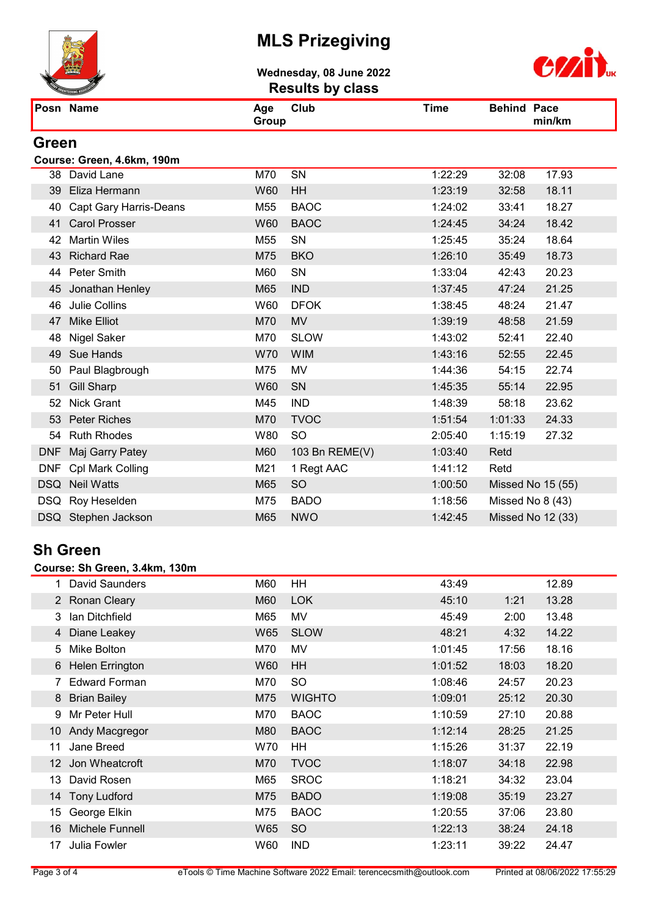# MLS Prizegiving

**Wednesday, 08 June 2022**

**Results by class**

## Green

**Course: Green, 4.6km, 190m**

| Posn | Name | Age Group | Club | Time | Behind | Pace min/km |
|---|---|---|---|---|---|---|
| 38 | David Lane | M70 | SN | 1:22:29 | 32:08 | 17.93 |
| 39 | Eliza Hermann | W60 | HH | 1:23:19 | 32:58 | 18.11 |
| 40 | Capt Gary Harris-Deans | M55 | BAOC | 1:24:02 | 33:41 | 18.27 |
| 41 | Carol Prosser | W60 | BAOC | 1:24:45 | 34:24 | 18.42 |
| 42 | Martin Wiles | M55 | SN | 1:25:45 | 35:24 | 18.64 |
| 43 | Richard Rae | M75 | BKO | 1:26:10 | 35:49 | 18.73 |
| 44 | Peter Smith | M60 | SN | 1:33:04 | 42:43 | 20.23 |
| 45 | Jonathan Henley | M65 | IND | 1:37:45 | 47:24 | 21.25 |
| 46 | Julie Collins | W60 | DFOK | 1:38:45 | 48:24 | 21.47 |
| 47 | Mike Elliot | M70 | MV | 1:39:19 | 48:58 | 21.59 |
| 48 | Nigel Saker | M70 | SLOW | 1:43:02 | 52:41 | 22.40 |
| 49 | Sue Hands | W70 | WIM | 1:43:16 | 52:55 | 22.45 |
| 50 | Paul Blagbrough | M75 | MV | 1:44:36 | 54:15 | 22.74 |
| 51 | Gill Sharp | W60 | SN | 1:45:35 | 55:14 | 22.95 |
| 52 | Nick Grant | M45 | IND | 1:48:39 | 58:18 | 23.62 |
| 53 | Peter Riches | M70 | TVOC | 1:51:54 | 1:01:33 | 24.33 |
| 54 | Ruth Rhodes | W80 | SO | 2:05:40 | 1:15:19 | 27.32 |
| DNF | Maj Garry Patey | M60 | 103 Bn REME(V) | 1:03:40 | Retd | |
| DNF | Cpl Mark Colling | M21 | 1 Regt AAC | 1:41:12 | Retd | |
| DSQ | Neil Watts | M65 | SO | 1:00:50 | Missed No 15 (55) | |
| DSQ | Roy Heselden | M75 | BADO | 1:18:56 | Missed No 8 (43) | |
| DSQ | Stephen Jackson | M65 | NWO | 1:42:45 | Missed No 12 (33) | |

## Sh Green

**Course: Sh Green, 3.4km, 130m**

| Posn | Name | Age Group | Club | Time | Behind | Pace min/km |
|---|---|---|---|---|---|---|
| 1 | David Saunders | M60 | HH | 43:49 | | 12.89 |
| 2 | Ronan Cleary | M60 | LOK | 45:10 | 1:21 | 13.28 |
| 3 | Ian Ditchfield | M65 | MV | 45:49 | 2:00 | 13.48 |
| 4 | Diane Leakey | W65 | SLOW | 48:21 | 4:32 | 14.22 |
| 5 | Mike Bolton | M70 | MV | 1:01:45 | 17:56 | 18.16 |
| 6 | Helen Errington | W60 | HH | 1:01:52 | 18:03 | 18.20 |
| 7 | Edward Forman | M70 | SO | 1:08:46 | 24:57 | 20.23 |
| 8 | Brian Bailey | M75 | WIGHTO | 1:09:01 | 25:12 | 20.30 |
| 9 | Mr Peter Hull | M70 | BAOC | 1:10:59 | 27:10 | 20.88 |
| 10 | Andy Macgregor | M80 | BAOC | 1:12:14 | 28:25 | 21.25 |
| 11 | Jane Breed | W70 | HH | 1:15:26 | 31:37 | 22.19 |
| 12 | Jon Wheatcroft | M70 | TVOC | 1:18:07 | 34:18 | 22.98 |
| 13 | David Rosen | M65 | SROC | 1:18:21 | 34:32 | 23.04 |
| 14 | Tony Ludford | M75 | BADO | 1:19:08 | 35:19 | 23.27 |
| 15 | George Elkin | M75 | BAOC | 1:20:55 | 37:06 | 23.80 |
| 16 | Michele Funnell | W65 | SO | 1:22:13 | 38:24 | 24.18 |
| 17 | Julia Fowler | W60 | IND | 1:23:11 | 39:22 | 24.47 |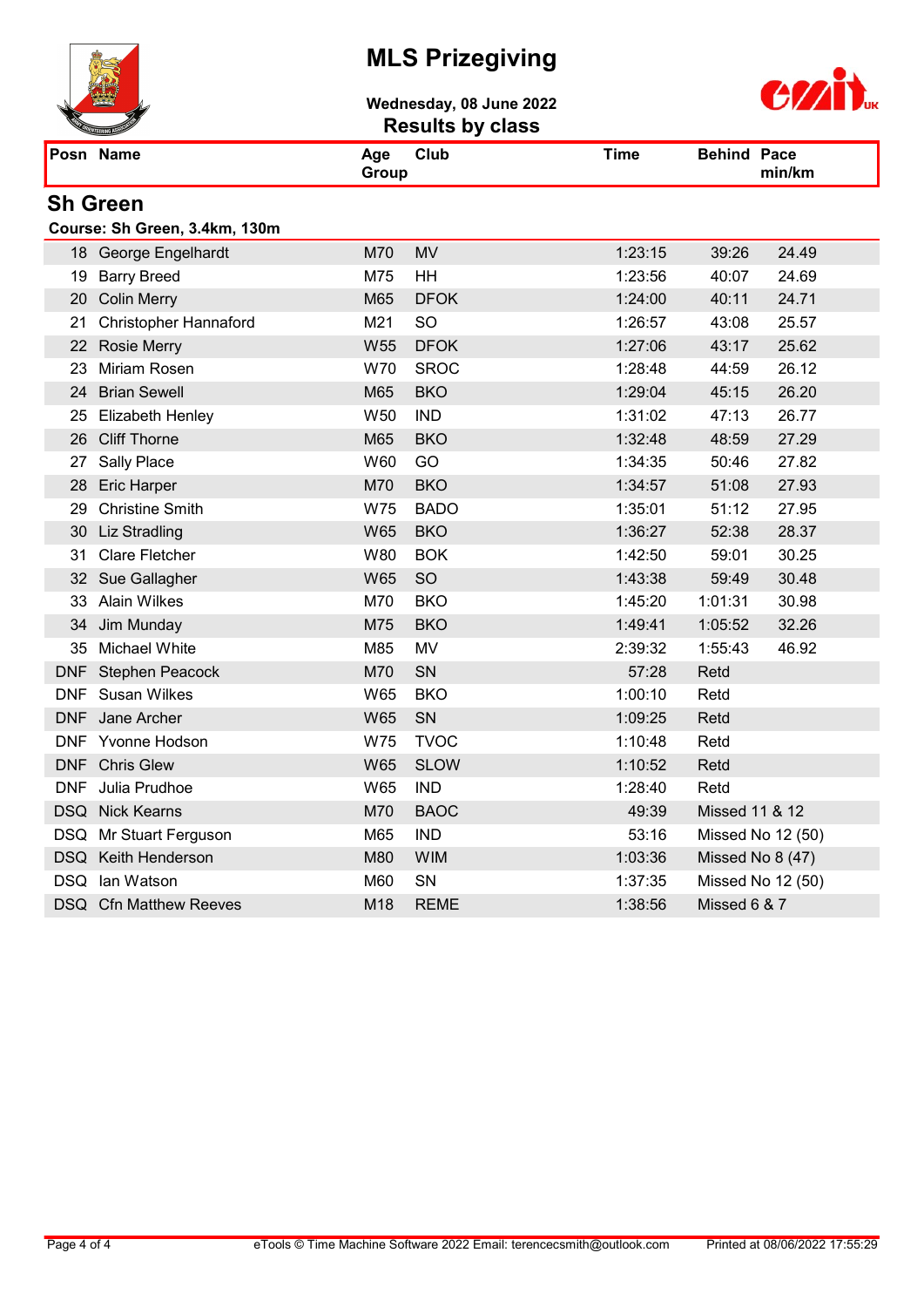# MLS Prizegiving

**Wednesday, 08 June 2022**

**Results by class**

## Sh Green

**Course: Sh Green, 3.4km, 130m**

| Posn | Name | Age Group | Club | Time | Behind | Pace min/km |
|---|---|---|---|---|---|---|
| 18 | George Engelhardt | M70 | MV | 1:23:15 | 39:26 | 24.49 |
| 19 | Barry Breed | M75 | HH | 1:23:56 | 40:07 | 24.69 |
| 20 | Colin Merry | M65 | DFOK | 1:24:00 | 40:11 | 24.71 |
| 21 | Christopher Hannaford | M21 | SO | 1:26:57 | 43:08 | 25.57 |
| 22 | Rosie Merry | W55 | DFOK | 1:27:06 | 43:17 | 25.62 |
| 23 | Miriam Rosen | W70 | SROC | 1:28:48 | 44:59 | 26.12 |
| 24 | Brian Sewell | M65 | BKO | 1:29:04 | 45:15 | 26.20 |
| 25 | Elizabeth Henley | W50 | IND | 1:31:02 | 47:13 | 26.77 |
| 26 | Cliff Thorne | M65 | BKO | 1:32:48 | 48:59 | 27.29 |
| 27 | Sally Place | W60 | GO | 1:34:35 | 50:46 | 27.82 |
| 28 | Eric Harper | M70 | BKO | 1:34:57 | 51:08 | 27.93 |
| 29 | Christine Smith | W75 | BADO | 1:35:01 | 51:12 | 27.95 |
| 30 | Liz Stradling | W65 | BKO | 1:36:27 | 52:38 | 28.37 |
| 31 | Clare Fletcher | W80 | BOK | 1:42:50 | 59:01 | 30.25 |
| 32 | Sue Gallagher | W65 | SO | 1:43:38 | 59:49 | 30.48 |
| 33 | Alain Wilkes | M70 | BKO | 1:45:20 | 1:01:31 | 30.98 |
| 34 | Jim Munday | M75 | BKO | 1:49:41 | 1:05:52 | 32.26 |
| 35 | Michael White | M85 | MV | 2:39:32 | 1:55:43 | 46.92 |
| DNF | Stephen Peacock | M70 | SN | 57:28 | Retd | |
| DNF | Susan Wilkes | W65 | BKO | 1:00:10 | Retd | |
| DNF | Jane Archer | W65 | SN | 1:09:25 | Retd | |
| DNF | Yvonne Hodson | W75 | TVOC | 1:10:48 | Retd | |
| DNF | Chris Glew | W65 | SLOW | 1:10:52 | Retd | |
| DNF | Julia Prudhoe | W65 | IND | 1:28:40 | Retd | |
| DSQ | Nick Kearns | M70 | BAOC | 49:39 | Missed 11 & 12 | |
| DSQ | Mr Stuart Ferguson | M65 | IND | 53:16 | Missed No 12 (50) | |
| DSQ | Keith Henderson | M80 | WIM | 1:03:36 | Missed No 8 (47) | |
| DSQ | Ian Watson | M60 | SN | 1:37:35 | Missed No 12 (50) | |
| DSQ | Cfn Matthew Reeves | M18 | REME | 1:38:56 | Missed 6 & 7 | |

eTools © Time Machine Software 2022 Email: terencecsmith@outlook.com — Printed at 08/06/2022 17:55:29